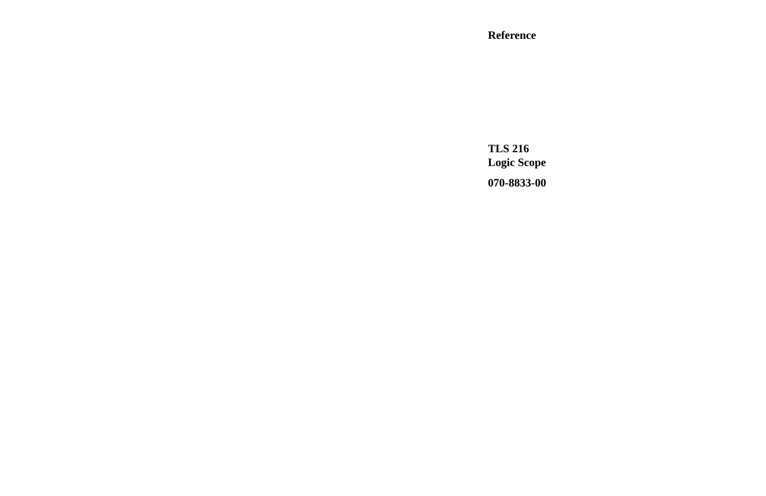**Reference**

**TLS 216**
**Logic Scope**

**070-8833-00**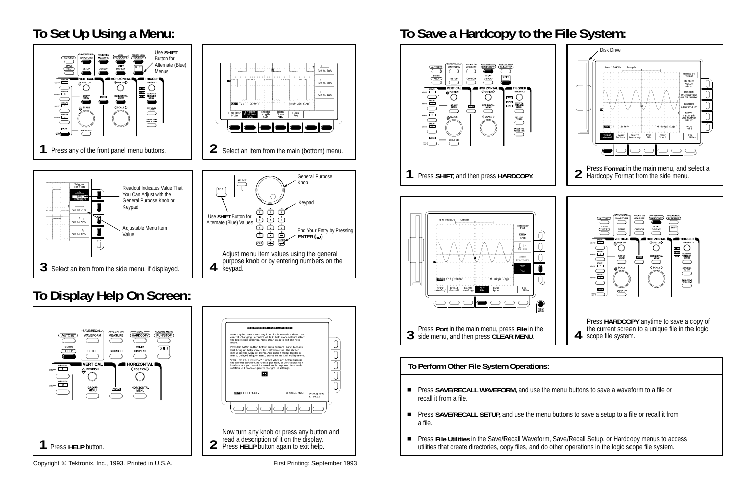# To Set Up Using a Menu:

Use **SHIFT** Button for Alternate (Blue) Menus

**1** Press any of the front panel menu buttons.

**2** Select an item from the main (bottom) menu.

Readout Indicates Value That You Can Adjust with the General Purpose Knob or Keypad

Adjustable Menu Item Value

**3** Select an item from the side menu, if displayed.

General Purpose Knob

Keypad

Use **SHIFT** Button for Alternate (Blue) Values

End Your Entry by Pressing **ENTER** (↵)

**4** Adjust menu item values using the general purpose knob or by entering numbers on the keypad.

# To Display Help On Screen:

**1** Press **HELP** button.

**2** Now turn any knob or press any button and read a description of it on the display. Press **HELP** button again to exit help.

# To Save a Hardcopy to the File System:

**1** Press **SHIFT**, and then press **HARDCOPY**.

Disk Drive

**2** Press **Format** in the main menu, and select a Hardcopy Format from the side menu.

**3** Press **Port** in the main menu, press **File** in the side menu, and then press **CLEAR MENU**.

**4** Press **HARDCOPY** anytime to save a copy of the current screen to a unique file in the logic scope file system.

## To Perform Other File System Operations:

- Press **SAVE/RECALL WAVEFORM,** and use the menu buttons to save a waveform to a file or recall it from a file.
- Press **SAVE/RECALL SETUP,** and use the menu buttons to save a setup to a file or recall it from a file.
- Press **File Utilities** in the Save/Recall Waveform, Save/Recall Setup, or Hardcopy menus to access utilities that create directories, copy files, and do other operations in the logic scope file system.

Copyright © Tektronix, Inc., 1993. Printed in U.S.A. First Printing: September 1993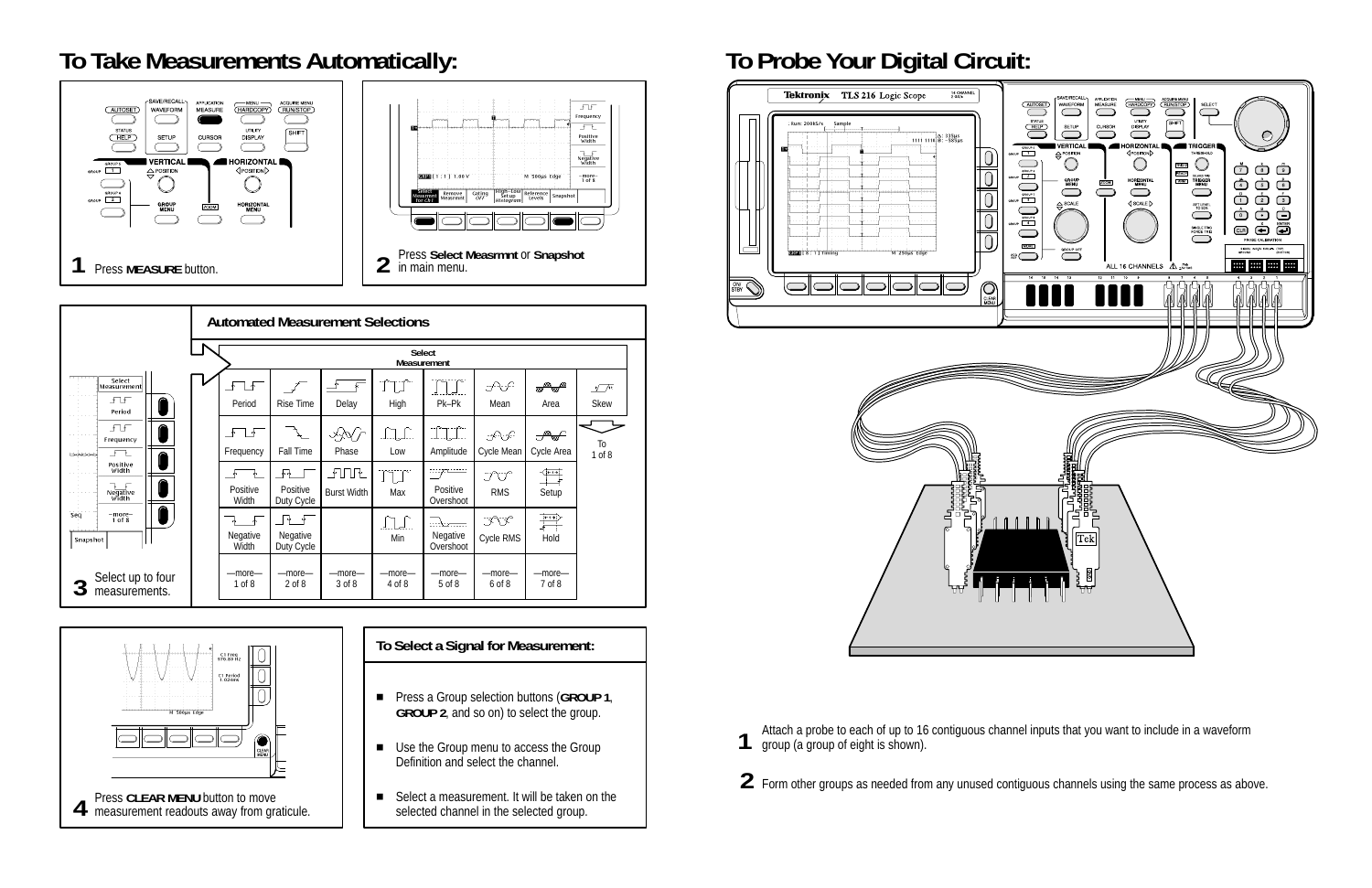# To Take Measurements Automatically:

**1** Press **MEASURE** button.

**2** Press **Select Measrmnt** or **Snapshot** in main menu.

## Automated Measurement Selections

| Select Measurement | | | | | | | |
|---|---|---|---|---|---|---|---|
| Period | Rise Time | Delay | High | Pk–Pk | Mean | Area | Skew |
| Frequency | Fall Time | Phase | Low | Amplitude | Cycle Mean | Cycle Area | To 1 of 8 |
| Positive Width | Positive Duty Cycle | Burst Width | Max | Positive Overshoot | RMS | Setup | |
| Negative Width | Negative Duty Cycle | | Min | Negative Overshoot | Cycle RMS | Hold | |
| —more— 1 of 8 | —more— 2 of 8 | —more— 3 of 8 | —more— 4 of 8 | —more— 5 of 8 | —more— 6 of 8 | —more— 7 of 8 | |

**3** Select up to four measurements.

**4** Press **CLEAR MENU** button to move measurement readouts away from graticule.

### To Select a Signal for Measurement:

- Press a Group selection buttons (**GROUP 1**, **GROUP 2**, and so on) to select the group.
- Use the Group menu to access the Group Definition and select the channel.
- Select a measurement. It will be taken on the selected channel in the selected group.

# To Probe Your Digital Circuit:

**1** Attach a probe to each of up to 16 contiguous channel inputs that you want to include in a waveform group (a group of eight is shown).

**2** Form other groups as needed from any unused contiguous channels using the same process as above.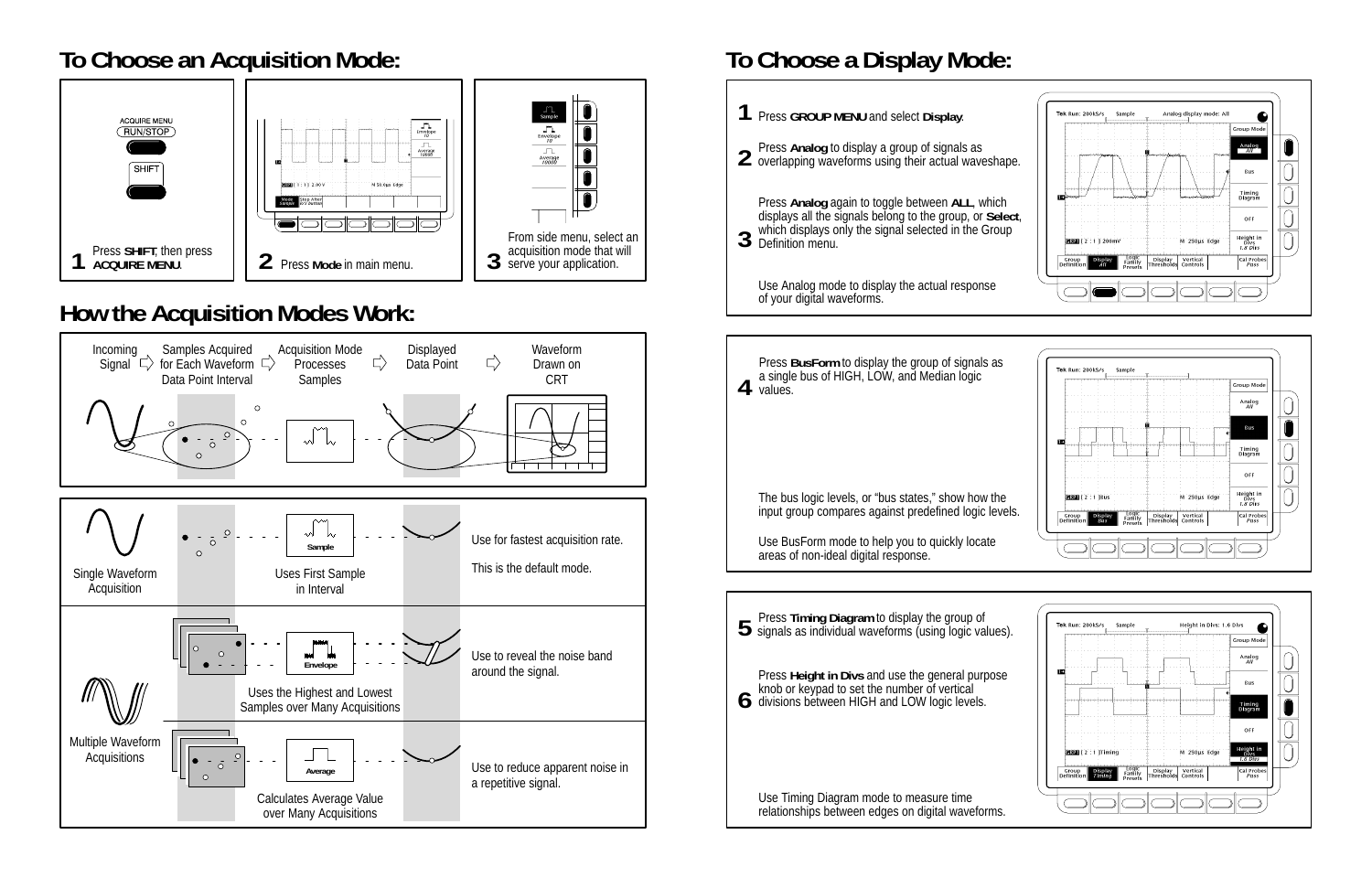# To Choose an Acquisition Mode:

1. Press **SHIFT**, then press **ACQUIRE MENU**.
2. Press **Mode** in main menu.
3. From side menu, select an acquisition mode that will serve your application.

# How the Acquisition Modes Work:

Incoming Signal ⇨ Samples Acquired for Each Waveform Data Point Interval ⇨ Acquisition Mode Processes Samples ⇨ Displayed Data Point ⇨ Waveform Drawn on CRT

**Single Waveform Acquisition**

- **Sample** — Uses First Sample in Interval. Use for fastest acquisition rate. This is the default mode.

**Multiple Waveform Acquisitions**

- **Envelope** — Uses the Highest and Lowest Samples over Many Acquisitions. Use to reveal the noise band around the signal.
- **Average** — Calculates Average Value over Many Acquisitions. Use to reduce apparent noise in a repetitive signal.

# To Choose a Display Mode:

1. Press **GROUP MENU** and select **Display**.
2. Press **Analog** to display a group of signals as overlapping waveforms using their actual waveshape.
3. Press **Analog** again to toggle between **ALL**, which displays all the signals belong to the group, or **Select**, which displays only the signal selected in the Group Definition menu.

Use Analog mode to display the actual response of your digital waveforms.

4. Press **BusForm** to display the group of signals as a single bus of HIGH, LOW, and Median logic values.

The bus logic levels, or "bus states," show how the input group compares against predefined logic levels.

Use BusForm mode to help you to quickly locate areas of non-ideal digital response.

5. Press **Timing Diagram** to display the group of signals as individual waveforms (using logic values).
6. Press **Height in Divs** and use the general purpose knob or keypad to set the number of vertical divisions between HIGH and LOW logic levels.

Use Timing Diagram mode to measure time relationships between edges on digital waveforms.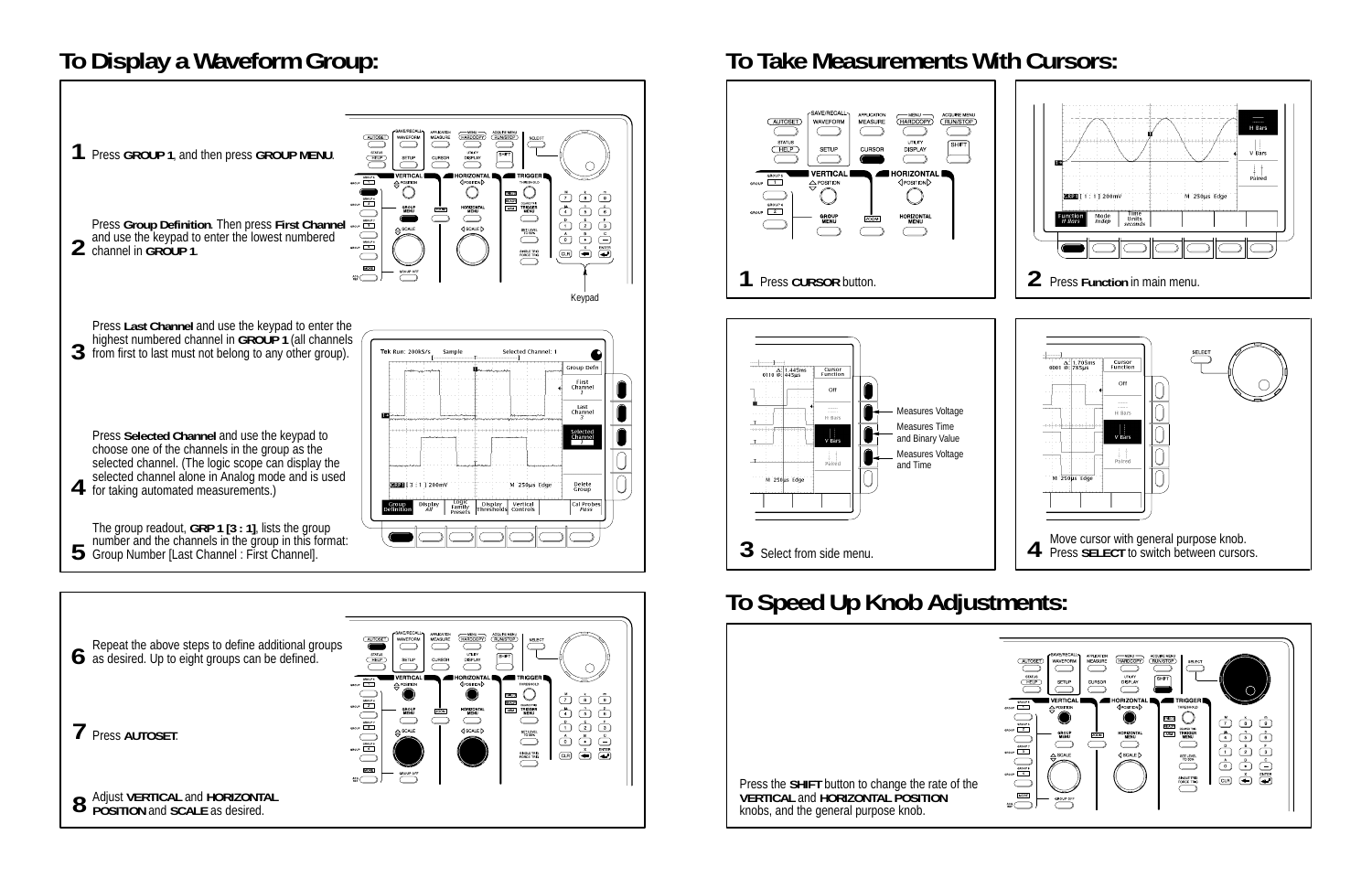## To Display a Waveform Group:

**1** Press **GROUP 1**, and then press **GROUP MENU**.

**2** Press **Group Definition**. Then press **First Channel** and use the keypad to enter the lowest numbered channel in **GROUP 1**.

Keypad

**3** Press **Last Channel** and use the keypad to enter the highest numbered channel in **GROUP 1** (all channels from first to last must not belong to any other group).

**4** Press **Selected Channel** and use the keypad to choose one of the channels in the group as the selected channel. (The logic scope can display the selected channel alone in Analog mode and is used for taking automated measurements.)

**5** The group readout, **GRP 1 [3 : 1]**, lists the group number and the channels in the group in this format: Group Number [Last Channel : First Channel].

**6** Repeat the above steps to define additional groups as desired. Up to eight groups can be defined.

**7** Press **AUTOSET**.

**8** Adjust **VERTICAL** and **HORIZONTAL POSITION** and **SCALE** as desired.

## To Take Measurements With Cursors:

**1** Press **CURSOR** button.

**2** Press **Function** in main menu.

**3** Select from side menu.

- Measures Voltage
- Measures Time and Binary Value
- Measures Voltage and Time

**4** Move cursor with general purpose knob. Press **SELECT** to switch between cursors.

## To Speed Up Knob Adjustments:

Press the **SHIFT** button to change the rate of the **VERTICAL** and **HORIZONTAL POSITION** knobs, and the general purpose knob.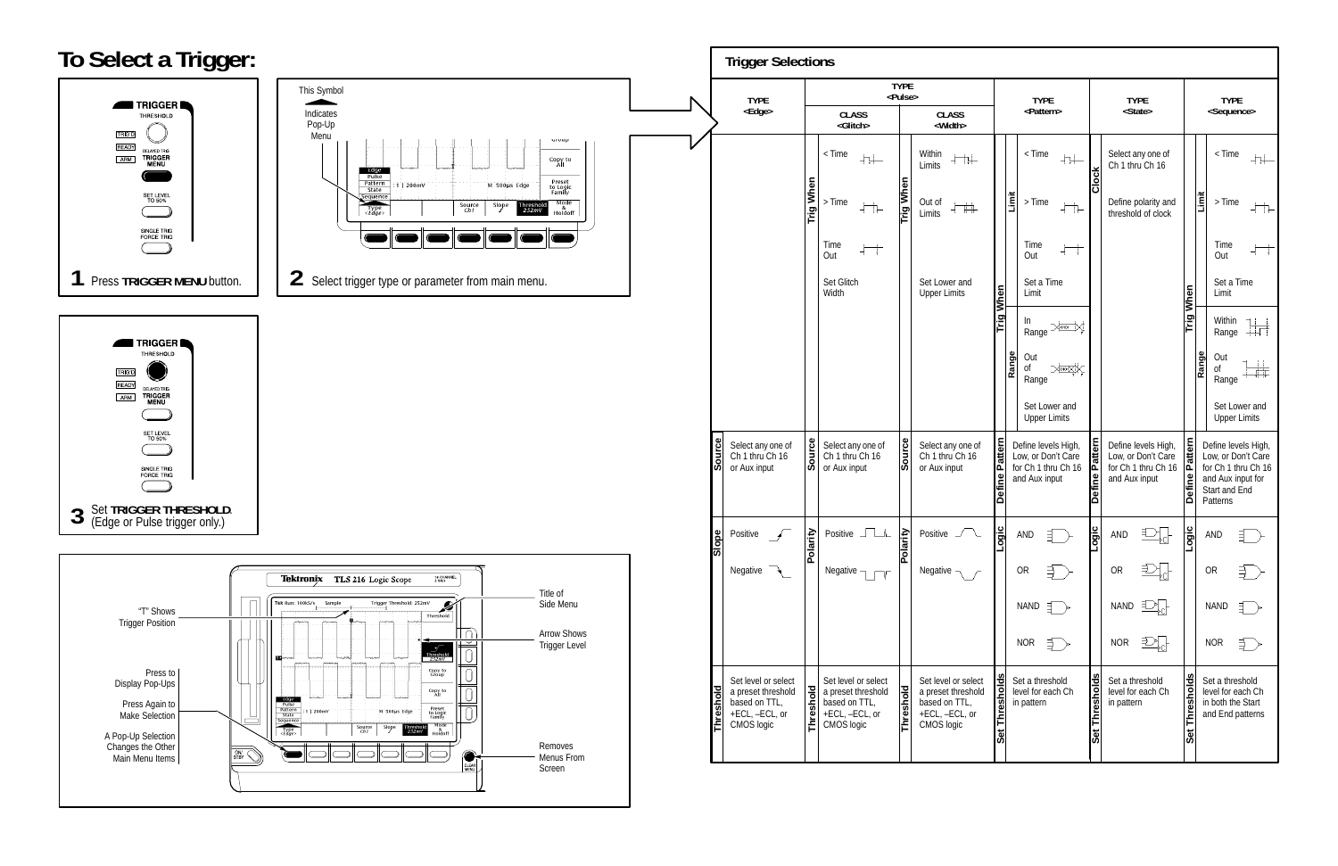# To Select a Trigger:

TRIGGER
THRESHOLD
TRIG'D
READY
ARM
DELAYED TRIG
TRIGGER MENU
SET LEVEL TO 50%
SINGLE TRIG FORCE TRIG

**1** Press **TRIGGER MENU** button.

This Symbol Indicates Pop-Up Menu

Edge
Pulse
Pattern
State
Sequence
Type <Edge>
Source Ch1
Slope
Threshold 252mV
Copy to All
Preset to Logic Family
Mode & Holdoff

**2** Select trigger type or parameter from main menu.

TRIGGER
THRESHOLD
TRIG'D
READY
ARM
DELAYED TRIG
TRIGGER MENU
SET LEVEL TO 50%
SINGLE TRIG FORCE TRIG

**3** Set **TRIGGER THRESHOLD**. (Edge or Pulse trigger only.)

Tektronix TLS 216 Logic Scope

"T" Shows Trigger Position

Press to Display Pop-Ups

Press Again to Make Selection

A Pop-Up Selection Changes the Other Main Menu Items

Title of Side Menu

Arrow Shows Trigger Level

Removes Menus From Screen

## Trigger Selections

| TYPE <Edge> | | TYPE <Pulse> CLASS <Glitch> | | TYPE <Pulse> CLASS <Width> | | TYPE <Pattern> | | TYPE <State> | | TYPE <Sequence> |
|---|---|---|---|---|---|---|---|---|---|---|
| | Trig When | < Time; > Time; Time Out; Set Glitch Width | Trig When | Within Limits; Out of Limits; Set Lower and Upper Limits | Trig When (Limit / Range) | Limit: < Time; > Time; Time Out; Set a Time Limit. Range: In Range; Out of Range; Set Lower and Upper Limits | Clock | Select any one of Ch 1 thru Ch 16; Define polarity and threshold of clock | Trig When (Limit / Range) | Limit: < Time; > Time; Time Out; Set a Time Limit. Range: Within Range; Out of Range; Set Lower and Upper Limits |
| Source: Select any one of Ch 1 thru Ch 16 or Aux input | Source | Select any one of Ch 1 thru Ch 16 or Aux input | Source | Select any one of Ch 1 thru Ch 16 or Aux input | Define Pattern | Define levels High, Low, or Don't Care for Ch 1 thru Ch 16 and Aux input | Define Pattern | Define levels High, Low, or Don't Care for Ch 1 thru Ch 16 and Aux input | Define Pattern | Define levels High, Low, or Don't Care for Ch 1 thru Ch 16 and Aux input for Start and End Patterns |
| Slope: Positive; Negative | Polarity | Positive; Negative | Polarity | Positive; Negative | Logic | AND; OR; NAND; NOR | Logic | AND; OR; NAND; NOR | Logic | AND; OR; NAND; NOR |
| Threshold: Set level or select a preset threshold based on TTL, +ECL, –ECL, or CMOS logic | Threshold | Set level or select a preset threshold based on TTL, +ECL, –ECL, or CMOS logic | Threshold | Set level or select a preset threshold based on TTL, +ECL, –ECL, or CMOS logic | Set Thresholds | Set a threshold level for each Ch in pattern | Set Thresholds | Set a threshold level for each Ch in pattern | Set Thresholds | Set a threshold level for each Ch in both the Start and End patterns |